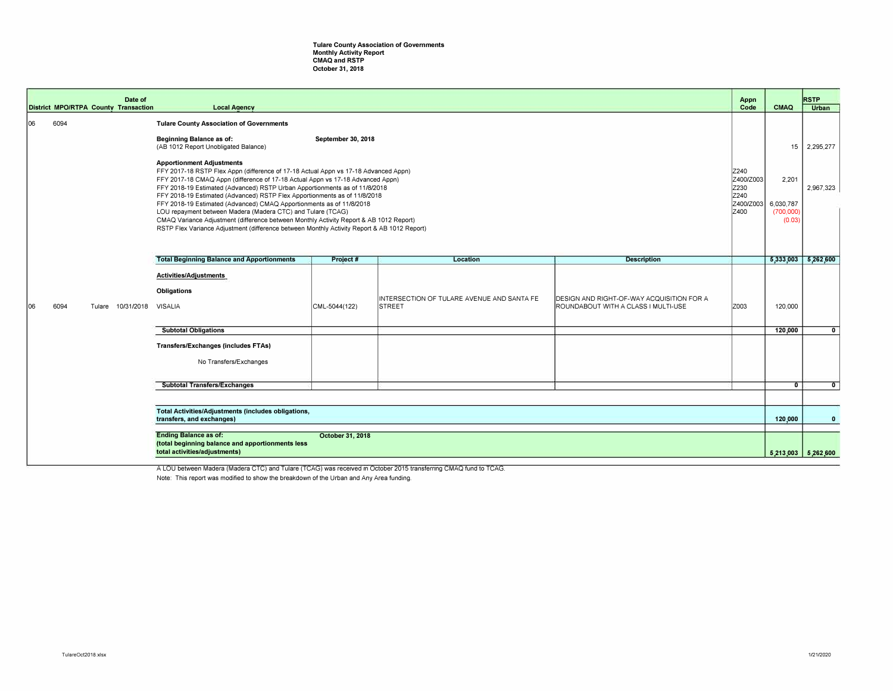**Tulare County Association of Governments**
**Monthly Activity Report**
**CMAQ and RSTP**
**October 31, 2018**

| District | MPO/RTPA | County | Date of Transaction | Local Agency | Project # | Location | Description | Appn Code | CMAQ | RSTP Urban |
|---|---|---|---|---|---|---|---|---|---|---|
| 06 | 6094 | | | **Tulare County Association of Governments** | | | | | | |
| | | | | **Beginning Balance as of:** September 30, 2018 (AB 1012 Report Unobligated Balance) | | | | | 15 | 2,295,277 |
| | | | | **Apportionment Adjustments** | | | | | | |
| | | | | FFY 2017-18 RSTP Flex Appn (difference of 17-18 Actual Appn vs 17-18 Advanced Appn) | | | | Z240 | | |
| | | | | FFY 2017-18 CMAQ Appn (difference of 17-18 Actual Appn vs 17-18 Advanced Appn) | | | | Z400/Z003 | 2,201 | |
| | | | | FFY 2018-19 Estimated (Advanced) RSTP Urban Apportionments as of 11/8/2018 | | | | Z230 | | 2,967,323 |
| | | | | FFY 2018-19 Estimated (Advanced) RSTP Flex Apportionments as of 11/8/2018 | | | | Z240 | | |
| | | | | FFY 2018-19 Estimated (Advanced) CMAQ Apportionments as of 11/8/2018 | | | | Z400/Z003 | 6,030,787 | |
| | | | | LOU repayment between Madera (Madera CTC) and Tulare (TCAG) | | | | Z400 | (700,000) | |
| | | | | CMAQ Variance Adjustment (difference between Monthly Activity Report & AB 1012 Report) | | | | | (0.03) | |
| | | | | RSTP Flex Variance Adjustment (difference between Monthly Activity Report & AB 1012 Report) | | | | | | |
| | | | | **Total Beginning Balance and Apportionments** | **Project #** | **Location** | **Description** | | **5,333,003** | **5,262,600** |
| | | | | **Activities/Adjustments** | | | | | | |
| | | | | **Obligations** | | | | | | |
| 06 | 6094 | Tulare | 10/31/2018 | VISALIA | CML-5044(122) | INTERSECTION OF TULARE AVENUE AND SANTA FE STREET | DESIGN AND RIGHT-OF-WAY ACQUISITION FOR A ROUNDABOUT WITH A CLASS I MULTI-USE | Z003 | 120,000 | |
| | | | | **Subtotal Obligations** | | | | | **120,000** | **0** |
| | | | | **Transfers/Exchanges (includes FTAs)** | | | | | | |
| | | | | No Transfers/Exchanges | | | | | | |
| | | | | **Subtotal Transfers/Exchanges** | | | | | **0** | **0** |
| | | | | **Total Activities/Adjustments (includes obligations, transfers, and exchanges)** | | | | | **120,000** | **0** |
| | | | | **Ending Balance as of:** October 31, 2018 **(total beginning balance and apportionments less total activities/adjustments)** | | | | | **5,213,003** | **5,262,600** |

A LOU between Madera (Madera CTC) and Tulare (TCAG) was received in October 2015 transferring CMAQ fund to TCAG.

Note: This report was modified to show the breakdown of the Urban and Any Area funding.

TulareOct2018.xlsx

1/21/2020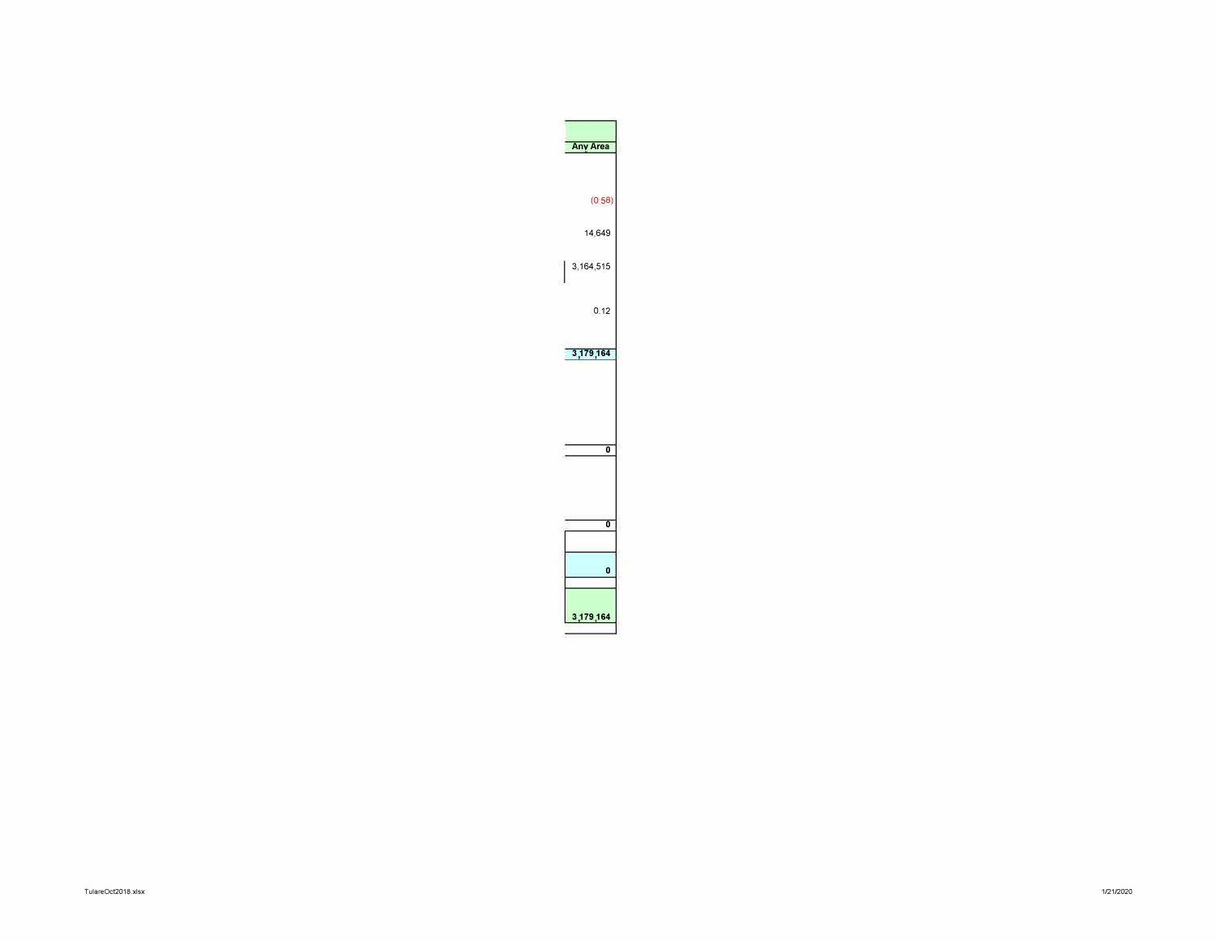| Any Area |
|---|
| (0.58) |
| 14,649 |
| 3,164,515 |
| 0.12 |
| **3,179,164** |
| **0** |
| **0** |
| **0** |
| **3,179,164** |